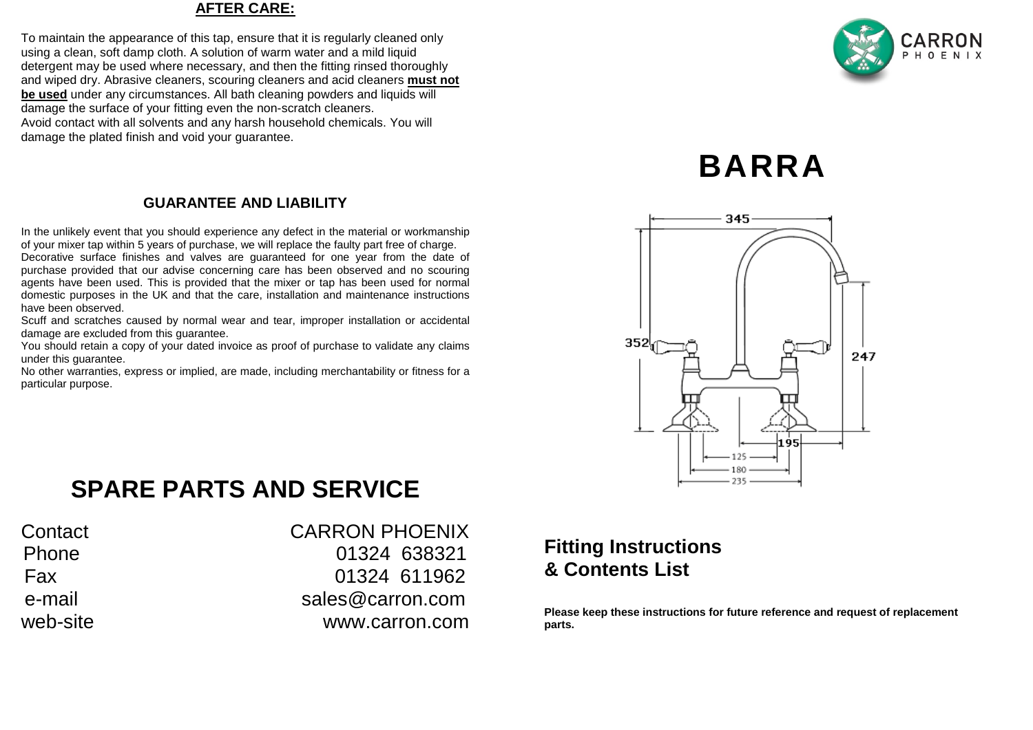## AFTER CARE:

To maintain the appearance of this tap, ensure that it is regularly cleaned only using a clean, soft damp cloth. A solution of warm water and a mild liquid detergent may be used where necessary, and then the fitting rinsed thoroughly and wiped dry. Abrasive cleaners, scouring cleaners and acid cleaners **must not be used** under any circumstances. All bath cleaning powders and liquids will damage the surface of your fitting even the non-scratch cleaners.
Avoid contact with all solvents and any harsh household chemicals. You will damage the plated finish and void your guarantee.

## GUARANTEE AND LIABILITY

In the unlikely event that you should experience any defect in the material or workmanship of your mixer tap within 5 years of purchase, we will replace the faulty part free of charge.
Decorative surface finishes and valves are guaranteed for one year from the date of purchase provided that our advise concerning care has been observed and no scouring agents have been used. This is provided that the mixer or tap has been used for normal domestic purposes in the UK and that the care, installation and maintenance instructions have been observed.
Scuff and scratches caused by normal wear and tear, improper installation or accidental damage are excluded from this guarantee.
You should retain a copy of your dated invoice as proof of purchase to validate any claims under this guarantee.
No other warranties, express or implied, are made, including merchantability or fitness for a particular purpose.

# SPARE PARTS AND SERVICE

| | |
|---|---|
| Contact | CARRON PHOENIX |
| Phone | 01324 638321 |
| Fax | 01324 611962 |
| e-mail | sales@carron.com |
| web-site | www.carron.com |

CARRON PHOENIX

# BARRA

345
352
247
195
125
180
235

## Fitting Instructions & Contents List

**Please keep these instructions for future reference and request of replacement parts.**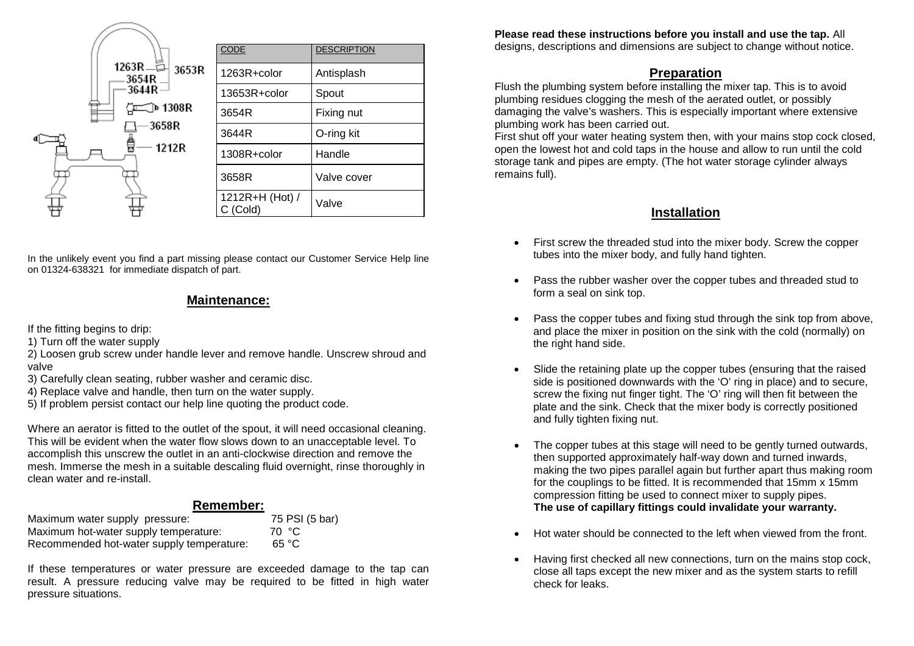1263R
3653R
3654R
3644R
1308R
3658R
1212R

| CODE | DESCRIPTION |
|---|---|
| 1263R+color | Antisplash |
| 13653R+color | Spout |
| 3654R | Fixing nut |
| 3644R | O-ring kit |
| 1308R+color | Handle |
| 3658R | Valve cover |
| 1212R+H (Hot) / C (Cold) | Valve |

In the unlikely event you find a part missing please contact our Customer Service Help line on 01324-638321 for immediate dispatch of part.

## Maintenance:

If the fitting begins to drip:

1) Turn off the water supply
2) Loosen grub screw under handle lever and remove handle. Unscrew shroud and valve
3) Carefully clean seating, rubber washer and ceramic disc.
4) Replace valve and handle, then turn on the water supply.
5) If problem persist contact our help line quoting the product code.

Where an aerator is fitted to the outlet of the spout, it will need occasional cleaning. This will be evident when the water flow slows down to an unacceptable level. To accomplish this unscrew the outlet in an anti-clockwise direction and remove the mesh. Immerse the mesh in a suitable descaling fluid overnight, rinse thoroughly in clean water and re-install.

## Remember:

| | |
|---|---|
| Maximum water supply pressure: | 75 PSI (5 bar) |
| Maximum hot-water supply temperature: | 70 °C |
| Recommended hot-water supply temperature: | 65 °C |

If these temperatures or water pressure are exceeded damage to the tap can result. A pressure reducing valve may be required to be fitted in high water pressure situations.

**Please read these instructions before you install and use the tap.** All designs, descriptions and dimensions are subject to change without notice.

## Preparation

Flush the plumbing system before installing the mixer tap. This is to avoid plumbing residues clogging the mesh of the aerated outlet, or possibly damaging the valve's washers. This is especially important where extensive plumbing work has been carried out.

First shut off your water heating system then, with your mains stop cock closed, open the lowest hot and cold taps in the house and allow to run until the cold storage tank and pipes are empty. (The hot water storage cylinder always remains full).

## Installation

- First screw the threaded stud into the mixer body. Screw the copper tubes into the mixer body, and fully hand tighten.
- Pass the rubber washer over the copper tubes and threaded stud to form a seal on sink top.
- Pass the copper tubes and fixing stud through the sink top from above, and place the mixer in position on the sink with the cold (normally) on the right hand side.
- Slide the retaining plate up the copper tubes (ensuring that the raised side is positioned downwards with the 'O' ring in place) and to secure, screw the fixing nut finger tight. The 'O' ring will then fit between the plate and the sink. Check that the mixer body is correctly positioned and fully tighten fixing nut.
- The copper tubes at this stage will need to be gently turned outwards, then supported approximately half-way down and turned inwards, making the two pipes parallel again but further apart thus making room for the couplings to be fitted. It is recommended that 15mm x 15mm compression fitting be used to connect mixer to supply pipes. **The use of capillary fittings could invalidate your warranty.**
- Hot water should be connected to the left when viewed from the front.
- Having first checked all new connections, turn on the mains stop cock, close all taps except the new mixer and as the system starts to refill check for leaks.